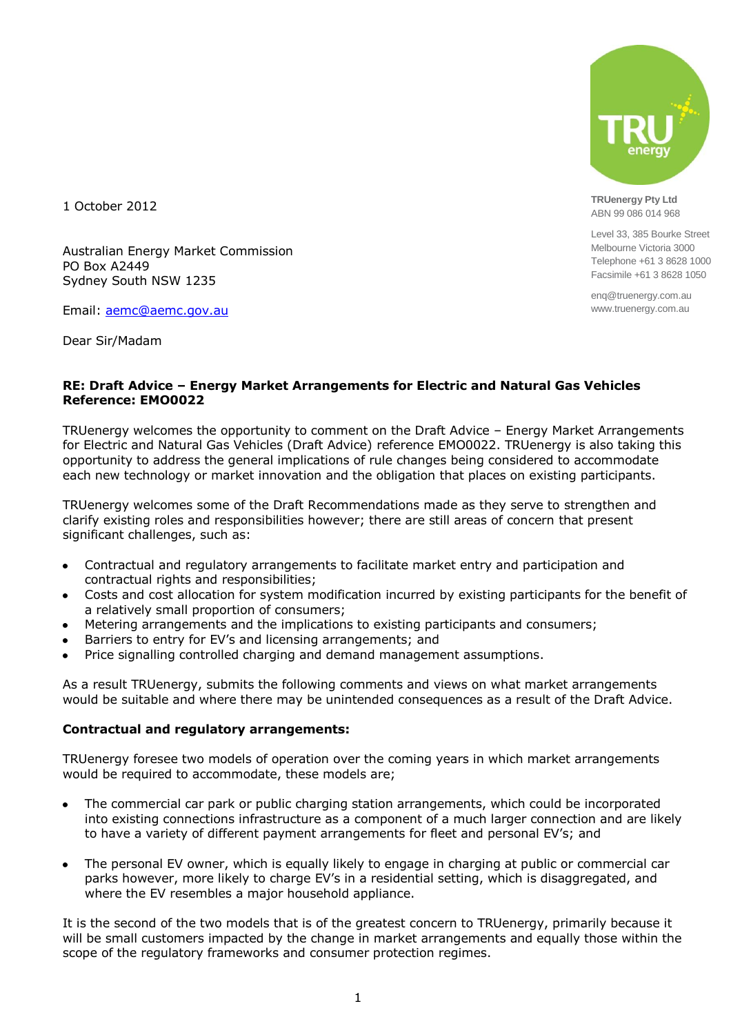TRUenergy Pty Ltd
ABN 99 086 014 968

Level 33, 385 Bourke Street
Melbourne Victoria 3000
Telephone +61 3 8628 1000
Facsimile +61 3 8628 1050

enq@truenergy.com.au
www.truenergy.com.au

1 October 2012

Australian Energy Market Commission
PO Box A2449
Sydney South NSW 1235

Email: aemc@aemc.gov.au

Dear Sir/Madam

**RE: Draft Advice – Energy Market Arrangements for Electric and Natural Gas Vehicles Reference: EMO0022**

TRUenergy welcomes the opportunity to comment on the Draft Advice – Energy Market Arrangements for Electric and Natural Gas Vehicles (Draft Advice) reference EMO0022. TRUenergy is also taking this opportunity to address the general implications of rule changes being considered to accommodate each new technology or market innovation and the obligation that places on existing participants.

TRUenergy welcomes some of the Draft Recommendations made as they serve to strengthen and clarify existing roles and responsibilities however; there are still areas of concern that present significant challenges, such as:

- Contractual and regulatory arrangements to facilitate market entry and participation and contractual rights and responsibilities;
- Costs and cost allocation for system modification incurred by existing participants for the benefit of a relatively small proportion of consumers;
- Metering arrangements and the implications to existing participants and consumers;
- Barriers to entry for EV's and licensing arrangements; and
- Price signalling controlled charging and demand management assumptions.

As a result TRUenergy, submits the following comments and views on what market arrangements would be suitable and where there may be unintended consequences as a result of the Draft Advice.

**Contractual and regulatory arrangements:**

TRUenergy foresee two models of operation over the coming years in which market arrangements would be required to accommodate, these models are;

- The commercial car park or public charging station arrangements, which could be incorporated into existing connections infrastructure as a component of a much larger connection and are likely to have a variety of different payment arrangements for fleet and personal EV's; and

- The personal EV owner, which is equally likely to engage in charging at public or commercial car parks however, more likely to charge EV's in a residential setting, which is disaggregated, and where the EV resembles a major household appliance.

It is the second of the two models that is of the greatest concern to TRUenergy, primarily because it will be small customers impacted by the change in market arrangements and equally those within the scope of the regulatory frameworks and consumer protection regimes.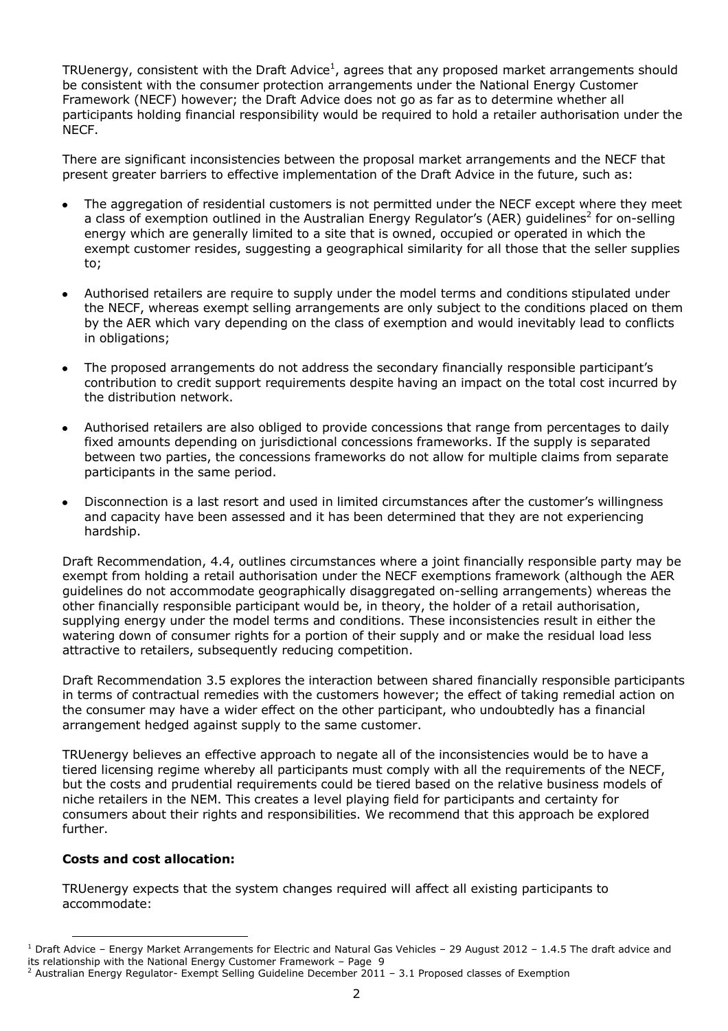TRUenergy, consistent with the Draft Advice[1], agrees that any proposed market arrangements should be consistent with the consumer protection arrangements under the National Energy Customer Framework (NECF) however; the Draft Advice does not go as far as to determine whether all participants holding financial responsibility would be required to hold a retailer authorisation under the NECF.

There are significant inconsistencies between the proposal market arrangements and the NECF that present greater barriers to effective implementation of the Draft Advice in the future, such as:

- The aggregation of residential customers is not permitted under the NECF except where they meet a class of exemption outlined in the Australian Energy Regulator's (AER) guidelines[2] for on-selling energy which are generally limited to a site that is owned, occupied or operated in which the exempt customer resides, suggesting a geographical similarity for all those that the seller supplies to;
- Authorised retailers are require to supply under the model terms and conditions stipulated under the NECF, whereas exempt selling arrangements are only subject to the conditions placed on them by the AER which vary depending on the class of exemption and would inevitably lead to conflicts in obligations;
- The proposed arrangements do not address the secondary financially responsible participant's contribution to credit support requirements despite having an impact on the total cost incurred by the distribution network.
- Authorised retailers are also obliged to provide concessions that range from percentages to daily fixed amounts depending on jurisdictional concessions frameworks. If the supply is separated between two parties, the concessions frameworks do not allow for multiple claims from separate participants in the same period.
- Disconnection is a last resort and used in limited circumstances after the customer's willingness and capacity have been assessed and it has been determined that they are not experiencing hardship.

Draft Recommendation, 4.4, outlines circumstances where a joint financially responsible party may be exempt from holding a retail authorisation under the NECF exemptions framework (although the AER guidelines do not accommodate geographically disaggregated on-selling arrangements) whereas the other financially responsible participant would be, in theory, the holder of a retail authorisation, supplying energy under the model terms and conditions. These inconsistencies result in either the watering down of consumer rights for a portion of their supply and or make the residual load less attractive to retailers, subsequently reducing competition.

Draft Recommendation 3.5 explores the interaction between shared financially responsible participants in terms of contractual remedies with the customers however; the effect of taking remedial action on the consumer may have a wider effect on the other participant, who undoubtedly has a financial arrangement hedged against supply to the same customer.

TRUenergy believes an effective approach to negate all of the inconsistencies would be to have a tiered licensing regime whereby all participants must comply with all the requirements of the NECF, but the costs and prudential requirements could be tiered based on the relative business models of niche retailers in the NEM. This creates a level playing field for participants and certainty for consumers about their rights and responsibilities. We recommend that this approach be explored further.

**Costs and cost allocation:**

TRUenergy expects that the system changes required will affect all existing participants to accommodate:

[1] Draft Advice – Energy Market Arrangements for Electric and Natural Gas Vehicles – 29 August 2012 – 1.4.5 The draft advice and its relationship with the National Energy Customer Framework – Page 9

[2] Australian Energy Regulator- Exempt Selling Guideline December 2011 – 3.1 Proposed classes of Exemption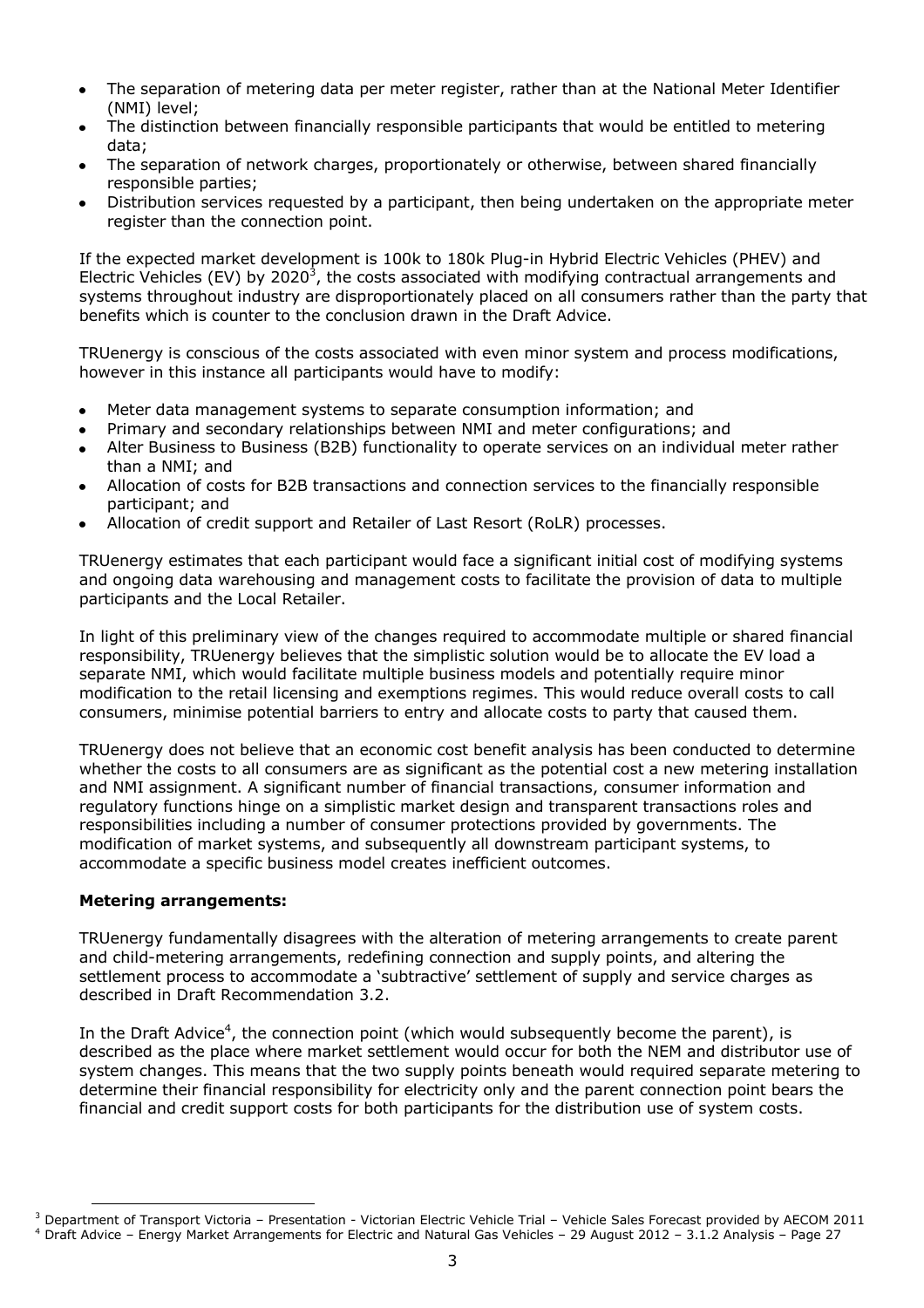- The separation of metering data per meter register, rather than at the National Meter Identifier (NMI) level;
- The distinction between financially responsible participants that would be entitled to metering data;
- The separation of network charges, proportionately or otherwise, between shared financially responsible parties;
- Distribution services requested by a participant, then being undertaken on the appropriate meter register than the connection point.

If the expected market development is 100k to 180k Plug-in Hybrid Electric Vehicles (PHEV) and Electric Vehicles (EV) by 2020[3], the costs associated with modifying contractual arrangements and systems throughout industry are disproportionately placed on all consumers rather than the party that benefits which is counter to the conclusion drawn in the Draft Advice.

TRUenergy is conscious of the costs associated with even minor system and process modifications, however in this instance all participants would have to modify:

- Meter data management systems to separate consumption information; and
- Primary and secondary relationships between NMI and meter configurations; and
- Alter Business to Business (B2B) functionality to operate services on an individual meter rather than a NMI; and
- Allocation of costs for B2B transactions and connection services to the financially responsible participant; and
- Allocation of credit support and Retailer of Last Resort (RoLR) processes.

TRUenergy estimates that each participant would face a significant initial cost of modifying systems and ongoing data warehousing and management costs to facilitate the provision of data to multiple participants and the Local Retailer.

In light of this preliminary view of the changes required to accommodate multiple or shared financial responsibility, TRUenergy believes that the simplistic solution would be to allocate the EV load a separate NMI, which would facilitate multiple business models and potentially require minor modification to the retail licensing and exemptions regimes. This would reduce overall costs to call consumers, minimise potential barriers to entry and allocate costs to party that caused them.

TRUenergy does not believe that an economic cost benefit analysis has been conducted to determine whether the costs to all consumers are as significant as the potential cost a new metering installation and NMI assignment. A significant number of financial transactions, consumer information and regulatory functions hinge on a simplistic market design and transparent transactions roles and responsibilities including a number of consumer protections provided by governments. The modification of market systems, and subsequently all downstream participant systems, to accommodate a specific business model creates inefficient outcomes.

**Metering arrangements:**

TRUenergy fundamentally disagrees with the alteration of metering arrangements to create parent and child-metering arrangements, redefining connection and supply points, and altering the settlement process to accommodate a 'subtractive' settlement of supply and service charges as described in Draft Recommendation 3.2.

In the Draft Advice[4], the connection point (which would subsequently become the parent), is described as the place where market settlement would occur for both the NEM and distributor use of system changes. This means that the two supply points beneath would required separate metering to determine their financial responsibility for electricity only and the parent connection point bears the financial and credit support costs for both participants for the distribution use of system costs.

[3] Department of Transport Victoria – Presentation - Victorian Electric Vehicle Trial – Vehicle Sales Forecast provided by AECOM 2011

[4] Draft Advice – Energy Market Arrangements for Electric and Natural Gas Vehicles – 29 August 2012 – 3.1.2 Analysis – Page 27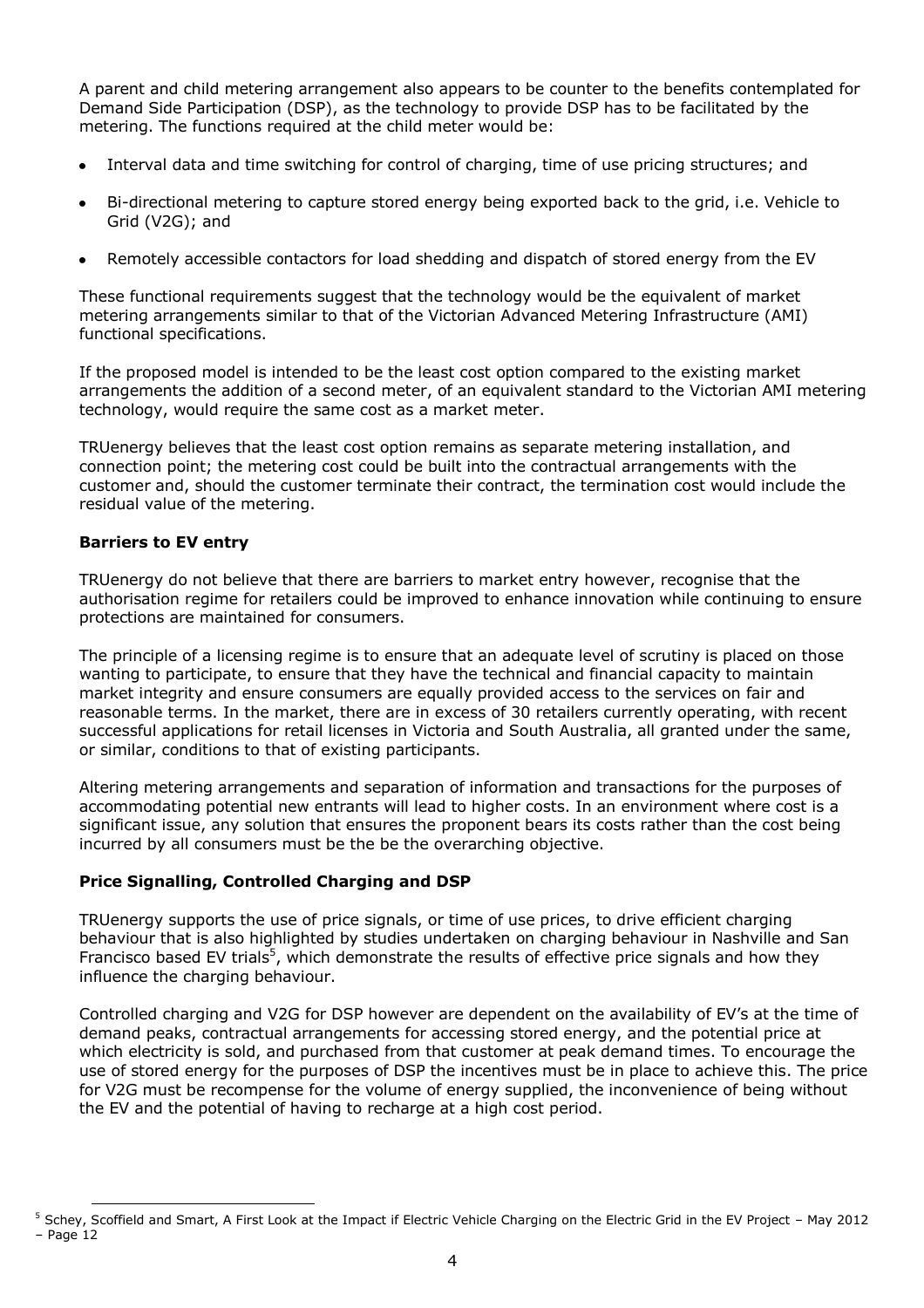A parent and child metering arrangement also appears to be counter to the benefits contemplated for Demand Side Participation (DSP), as the technology to provide DSP has to be facilitated by the metering. The functions required at the child meter would be:

- Interval data and time switching for control of charging, time of use pricing structures; and
- Bi-directional metering to capture stored energy being exported back to the grid, i.e. Vehicle to Grid (V2G); and
- Remotely accessible contactors for load shedding and dispatch of stored energy from the EV

These functional requirements suggest that the technology would be the equivalent of market metering arrangements similar to that of the Victorian Advanced Metering Infrastructure (AMI) functional specifications.

If the proposed model is intended to be the least cost option compared to the existing market arrangements the addition of a second meter, of an equivalent standard to the Victorian AMI metering technology, would require the same cost as a market meter.

TRUenergy believes that the least cost option remains as separate metering installation, and connection point; the metering cost could be built into the contractual arrangements with the customer and, should the customer terminate their contract, the termination cost would include the residual value of the metering.

**Barriers to EV entry**

TRUenergy do not believe that there are barriers to market entry however, recognise that the authorisation regime for retailers could be improved to enhance innovation while continuing to ensure protections are maintained for consumers.

The principle of a licensing regime is to ensure that an adequate level of scrutiny is placed on those wanting to participate, to ensure that they have the technical and financial capacity to maintain market integrity and ensure consumers are equally provided access to the services on fair and reasonable terms. In the market, there are in excess of 30 retailers currently operating, with recent successful applications for retail licenses in Victoria and South Australia, all granted under the same, or similar, conditions to that of existing participants.

Altering metering arrangements and separation of information and transactions for the purposes of accommodating potential new entrants will lead to higher costs. In an environment where cost is a significant issue, any solution that ensures the proponent bears its costs rather than the cost being incurred by all consumers must be the be the overarching objective.

**Price Signalling, Controlled Charging and DSP**

TRUenergy supports the use of price signals, or time of use prices, to drive efficient charging behaviour that is also highlighted by studies undertaken on charging behaviour in Nashville and San Francisco based EV trials[5], which demonstrate the results of effective price signals and how they influence the charging behaviour.

Controlled charging and V2G for DSP however are dependent on the availability of EV's at the time of demand peaks, contractual arrangements for accessing stored energy, and the potential price at which electricity is sold, and purchased from that customer at peak demand times. To encourage the use of stored energy for the purposes of DSP the incentives must be in place to achieve this. The price for V2G must be recompense for the volume of energy supplied, the inconvenience of being without the EV and the potential of having to recharge at a high cost period.

---

[5] Schey, Scoffield and Smart, A First Look at the Impact if Electric Vehicle Charging on the Electric Grid in the EV Project – May 2012 – Page 12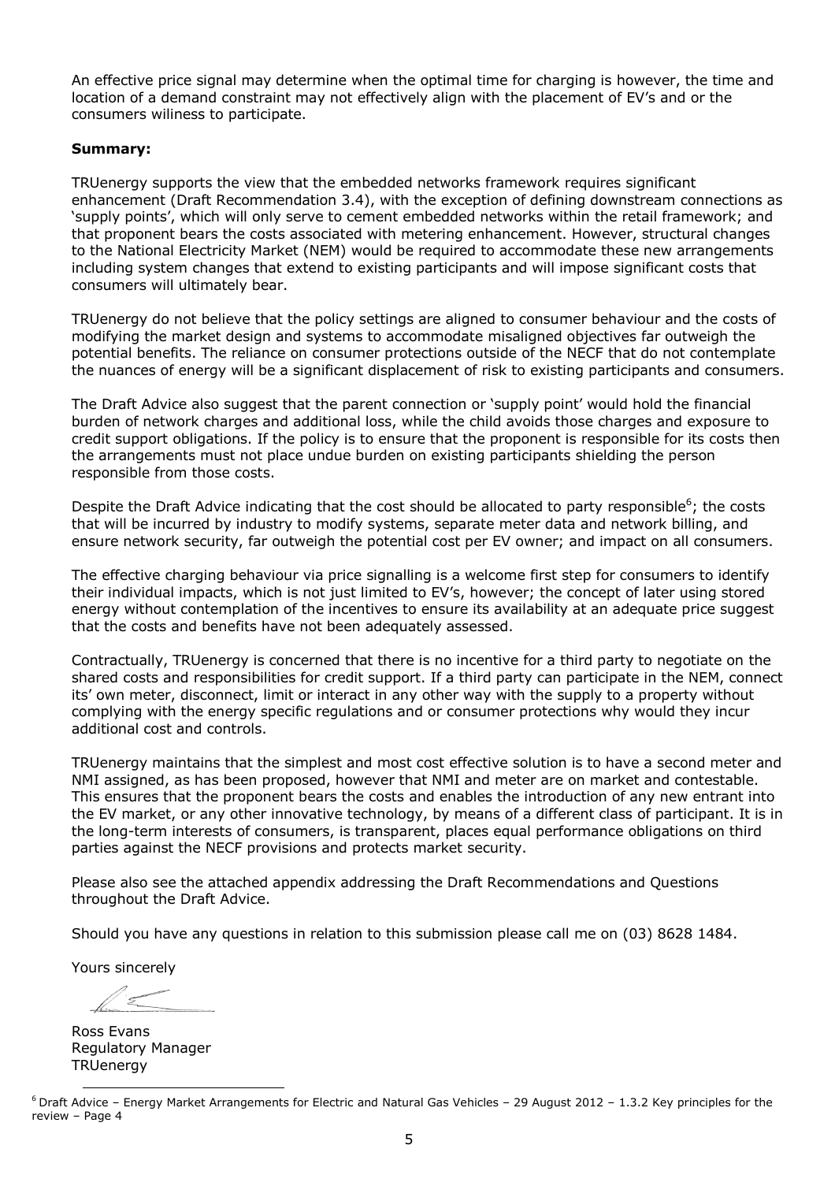An effective price signal may determine when the optimal time for charging is however, the time and location of a demand constraint may not effectively align with the placement of EV's and or the consumers wiliness to participate.

**Summary:**

TRUenergy supports the view that the embedded networks framework requires significant enhancement (Draft Recommendation 3.4), with the exception of defining downstream connections as 'supply points', which will only serve to cement embedded networks within the retail framework; and that proponent bears the costs associated with metering enhancement. However, structural changes to the National Electricity Market (NEM) would be required to accommodate these new arrangements including system changes that extend to existing participants and will impose significant costs that consumers will ultimately bear.

TRUenergy do not believe that the policy settings are aligned to consumer behaviour and the costs of modifying the market design and systems to accommodate misaligned objectives far outweigh the potential benefits. The reliance on consumer protections outside of the NECF that do not contemplate the nuances of energy will be a significant displacement of risk to existing participants and consumers.

The Draft Advice also suggest that the parent connection or 'supply point' would hold the financial burden of network charges and additional loss, while the child avoids those charges and exposure to credit support obligations. If the policy is to ensure that the proponent is responsible for its costs then the arrangements must not place undue burden on existing participants shielding the person responsible from those costs.

Despite the Draft Advice indicating that the cost should be allocated to party responsible[6]; the costs that will be incurred by industry to modify systems, separate meter data and network billing, and ensure network security, far outweigh the potential cost per EV owner; and impact on all consumers.

The effective charging behaviour via price signalling is a welcome first step for consumers to identify their individual impacts, which is not just limited to EV's, however; the concept of later using stored energy without contemplation of the incentives to ensure its availability at an adequate price suggest that the costs and benefits have not been adequately assessed.

Contractually, TRUenergy is concerned that there is no incentive for a third party to negotiate on the shared costs and responsibilities for credit support. If a third party can participate in the NEM, connect its' own meter, disconnect, limit or interact in any other way with the supply to a property without complying with the energy specific regulations and or consumer protections why would they incur additional cost and controls.

TRUenergy maintains that the simplest and most cost effective solution is to have a second meter and NMI assigned, as has been proposed, however that NMI and meter are on market and contestable. This ensures that the proponent bears the costs and enables the introduction of any new entrant into the EV market, or any other innovative technology, by means of a different class of participant. It is in the long-term interests of consumers, is transparent, places equal performance obligations on third parties against the NECF provisions and protects market security.

Please also see the attached appendix addressing the Draft Recommendations and Questions throughout the Draft Advice.

Should you have any questions in relation to this submission please call me on (03) 8628 1484.

Yours sincerely

Ross Evans
Regulatory Manager
TRUenergy

[6] Draft Advice – Energy Market Arrangements for Electric and Natural Gas Vehicles – 29 August 2012 – 1.3.2 Key principles for the review – Page 4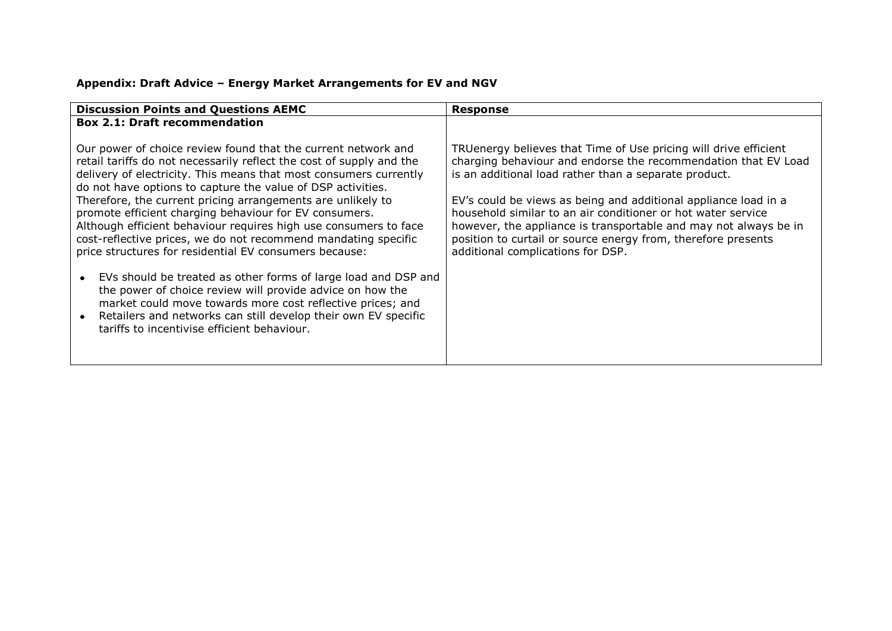**Appendix: Draft Advice – Energy Market Arrangements for EV and NGV**

| Discussion Points and Questions AEMC | Response |
| --- | --- |
| **Box 2.1: Draft recommendation**<br><br>Our power of choice review found that the current network and retail tariffs do not necessarily reflect the cost of supply and the delivery of electricity. This means that most consumers currently do not have options to capture the value of DSP activities. Therefore, the current pricing arrangements are unlikely to promote efficient charging behaviour for EV consumers. Although efficient behaviour requires high use consumers to face cost-reflective prices, we do not recommend mandating specific price structures for residential EV consumers because:<br><br>• EVs should be treated as other forms of large load and DSP and the power of choice review will provide advice on how the market could move towards more cost reflective prices; and<br>• Retailers and networks can still develop their own EV specific tariffs to incentivise efficient behaviour. | TRUenergy believes that Time of Use pricing will drive efficient charging behaviour and endorse the recommendation that EV Load is an additional load rather than a separate product.<br><br>EV's could be views as being and additional appliance load in a household similar to an air conditioner or hot water service however, the appliance is transportable and may not always be in position to curtail or source energy from, therefore presents additional complications for DSP. |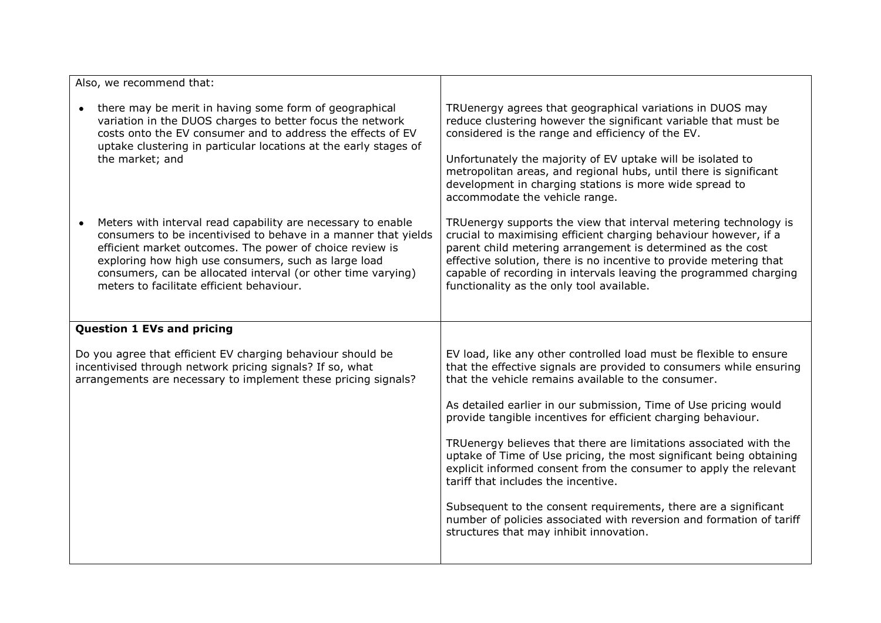| Also, we recommend that: | |
|---|---|
| • there may be merit in having some form of geographical variation in the DUOS charges to better focus the network costs onto the EV consumer and to address the effects of EV uptake clustering in particular locations at the early stages of the market; and | TRUenergy agrees that geographical variations in DUOS may reduce clustering however the significant variable that must be considered is the range and efficiency of the EV.<br><br>Unfortunately the majority of EV uptake will be isolated to metropolitan areas, and regional hubs, until there is significant development in charging stations is more wide spread to accommodate the vehicle range. |
| • Meters with interval read capability are necessary to enable consumers to be incentivised to behave in a manner that yields efficient market outcomes. The power of choice review is exploring how high use consumers, such as large load consumers, can be allocated interval (or other time varying) meters to facilitate efficient behaviour. | TRUenergy supports the view that interval metering technology is crucial to maximising efficient charging behaviour however, if a parent child metering arrangement is determined as the cost effective solution, there is no incentive to provide metering that capable of recording in intervals leaving the programmed charging functionality as the only tool available. |
| **Question 1 EVs and pricing**<br><br>Do you agree that efficient EV charging behaviour should be incentivised through network pricing signals? If so, what arrangements are necessary to implement these pricing signals? | EV load, like any other controlled load must be flexible to ensure that the effective signals are provided to consumers while ensuring that the vehicle remains available to the consumer.<br><br>As detailed earlier in our submission, Time of Use pricing would provide tangible incentives for efficient charging behaviour.<br><br>TRUenergy believes that there are limitations associated with the uptake of Time of Use pricing, the most significant being obtaining explicit informed consent from the consumer to apply the relevant tariff that includes the incentive.<br><br>Subsequent to the consent requirements, there are a significant number of policies associated with reversion and formation of tariff structures that may inhibit innovation. |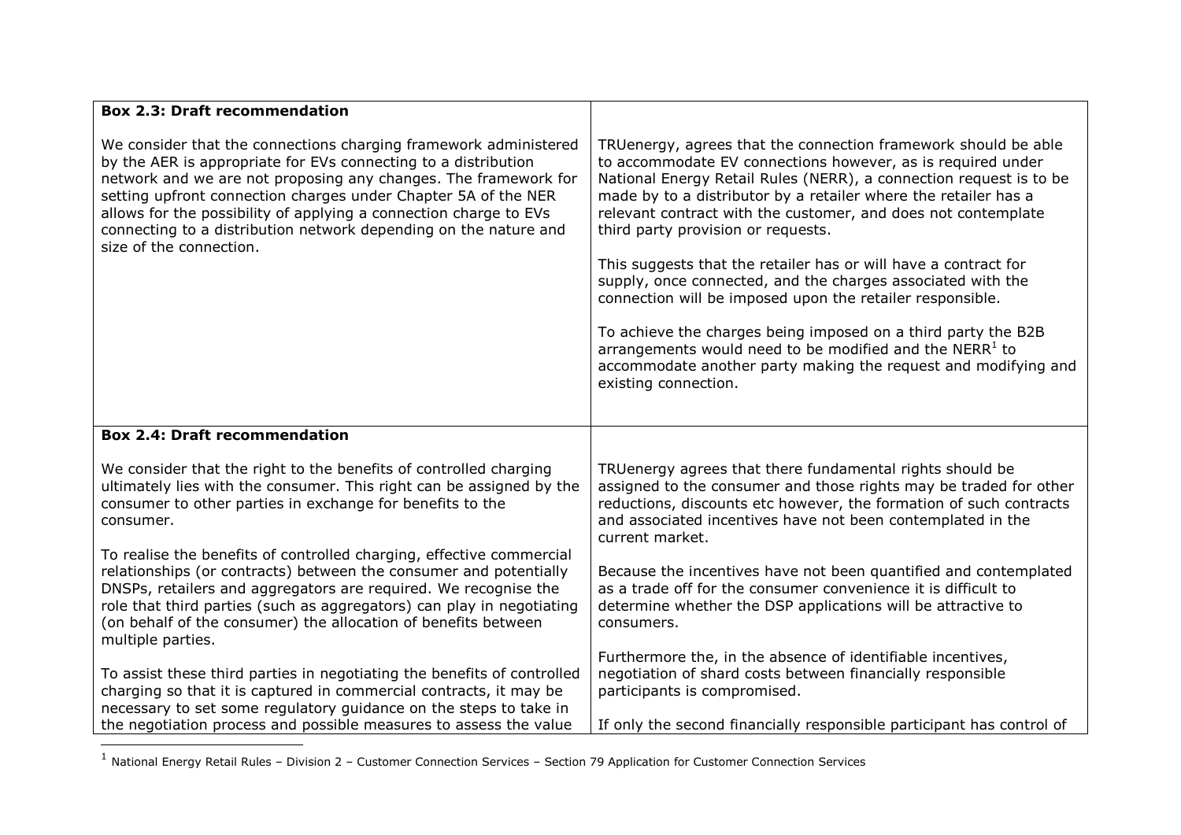| **Box 2.3: Draft recommendation** | |
|---|---|
| We consider that the connections charging framework administered by the AER is appropriate for EVs connecting to a distribution network and we are not proposing any changes. The framework for setting upfront connection charges under Chapter 5A of the NER allows for the possibility of applying a connection charge to EVs connecting to a distribution network depending on the nature and size of the connection. | TRUenergy, agrees that the connection framework should be able to accommodate EV connections however, as is required under National Energy Retail Rules (NERR), a connection request is to be made by to a distributor by a retailer where the retailer has a relevant contract with the customer, and does not contemplate third party provision or requests.<br><br>This suggests that the retailer has or will have a contract for supply, once connected, and the charges associated with the connection will be imposed upon the retailer responsible.<br><br>To achieve the charges being imposed on a third party the B2B arrangements would need to be modified and the NERR[1] to accommodate another party making the request and modifying and existing connection. |
| **Box 2.4: Draft recommendation** | |
| We consider that the right to the benefits of controlled charging ultimately lies with the consumer. This right can be assigned by the consumer to other parties in exchange for benefits to the consumer.<br><br>To realise the benefits of controlled charging, effective commercial relationships (or contracts) between the consumer and potentially DNSPs, retailers and aggregators are required. We recognise the role that third parties (such as aggregators) can play in negotiating (on behalf of the consumer) the allocation of benefits between multiple parties.<br><br>To assist these third parties in negotiating the benefits of controlled charging so that it is captured in commercial contracts, it may be necessary to set some regulatory guidance on the steps to take in the negotiation process and possible measures to assess the value | TRUenergy agrees that there fundamental rights should be assigned to the consumer and those rights may be traded for other reductions, discounts etc however, the formation of such contracts and associated incentives have not been contemplated in the current market.<br><br>Because the incentives have not been quantified and contemplated as a trade off for the consumer convenience it is difficult to determine whether the DSP applications will be attractive to consumers.<br><br>Furthermore the, in the absence of identifiable incentives, negotiation of shard costs between financially responsible participants is compromised.<br><br>If only the second financially responsible participant has control of |

[1] National Energy Retail Rules – Division 2 – Customer Connection Services – Section 79 Application for Customer Connection Services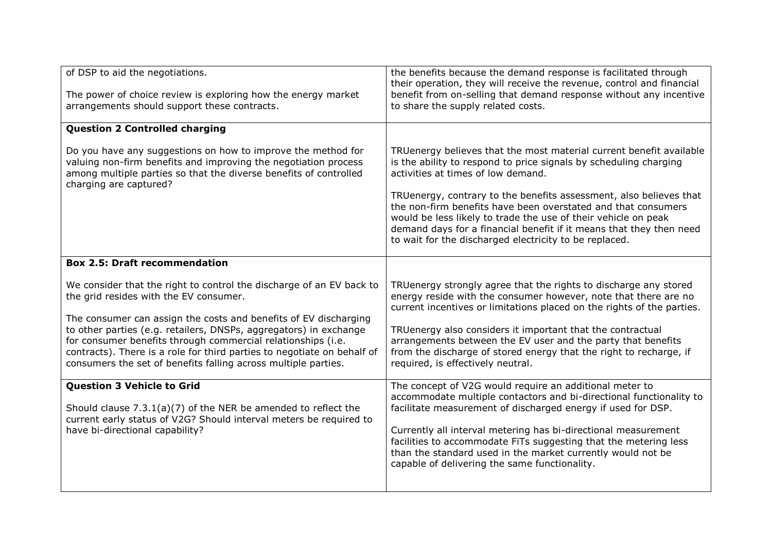| | |
|---|---|
| of DSP to aid the negotiations.<br><br>The power of choice review is exploring how the energy market arrangements should support these contracts. | the benefits because the demand response is facilitated through their operation, they will receive the revenue, control and financial benefit from on-selling that demand response without any incentive to share the supply related costs. |
| **Question 2 Controlled charging**<br><br>Do you have any suggestions on how to improve the method for valuing non-firm benefits and improving the negotiation process among multiple parties so that the diverse benefits of controlled charging are captured? | TRUenergy believes that the most material current benefit available is the ability to respond to price signals by scheduling charging activities at times of low demand.<br><br>TRUenergy, contrary to the benefits assessment, also believes that the non-firm benefits have been overstated and that consumers would be less likely to trade the use of their vehicle on peak demand days for a financial benefit if it means that they then need to wait for the discharged electricity to be replaced. |
| **Box 2.5: Draft recommendation**<br><br>We consider that the right to control the discharge of an EV back to the grid resides with the EV consumer.<br><br>The consumer can assign the costs and benefits of EV discharging to other parties (e.g. retailers, DNSPs, aggregators) in exchange for consumer benefits through commercial relationships (i.e. contracts). There is a role for third parties to negotiate on behalf of consumers the set of benefits falling across multiple parties. | TRUenergy strongly agree that the rights to discharge any stored energy reside with the consumer however, note that there are no current incentives or limitations placed on the rights of the parties.<br><br>TRUenergy also considers it important that the contractual arrangements between the EV user and the party that benefits from the discharge of stored energy that the right to recharge, if required, is effectively neutral. |
| **Question 3 Vehicle to Grid**<br><br>Should clause 7.3.1(a)(7) of the NER be amended to reflect the current early status of V2G? Should interval meters be required to have bi-directional capability? | The concept of V2G would require an additional meter to accommodate multiple contactors and bi-directional functionality to facilitate measurement of discharged energy if used for DSP.<br><br>Currently all interval metering has bi-directional measurement facilities to accommodate FiTs suggesting that the metering less than the standard used in the market currently would not be capable of delivering the same functionality. |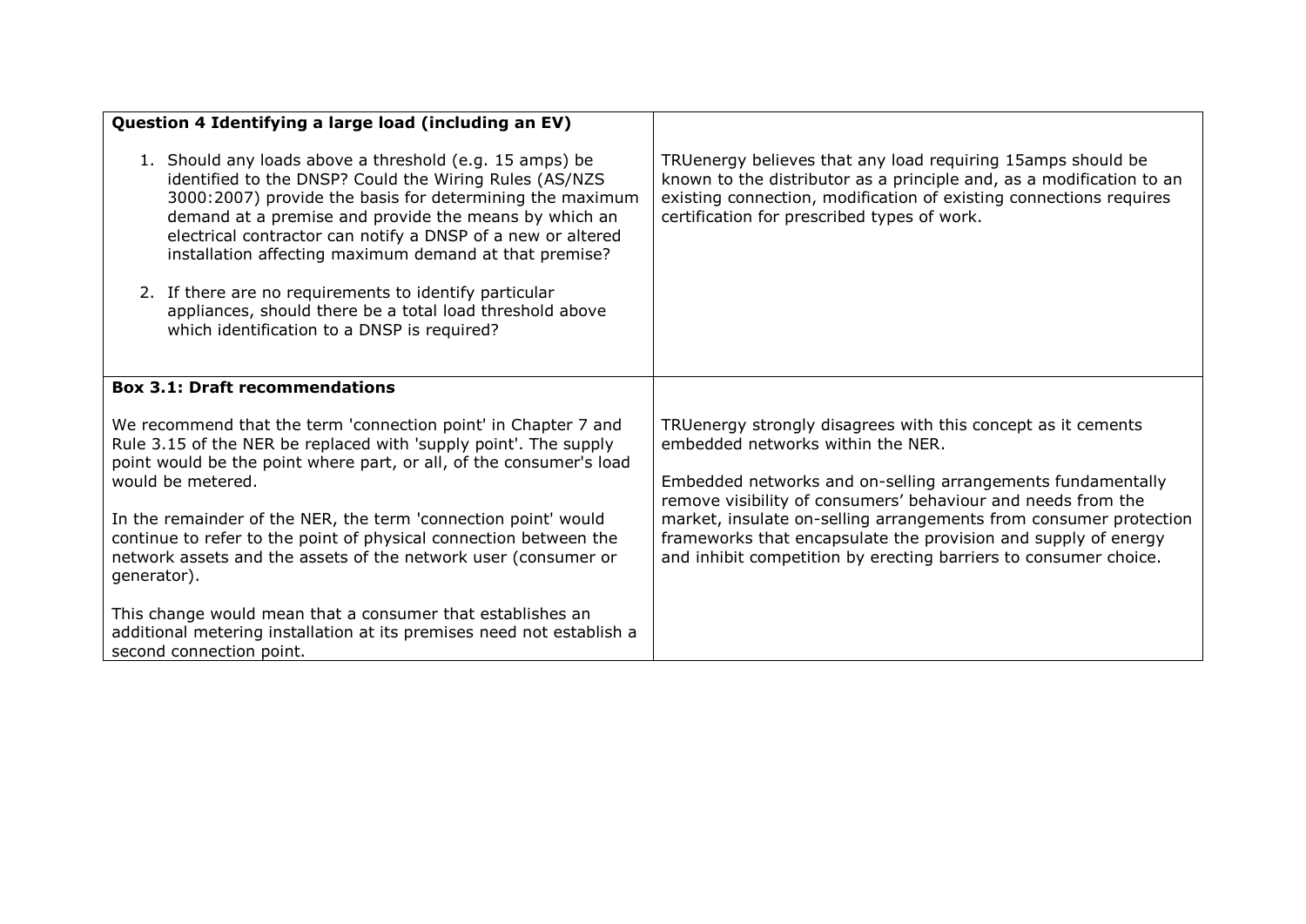| **Question 4 Identifying a large load (including an EV)**<br><br>1. Should any loads above a threshold (e.g. 15 amps) be identified to the DNSP? Could the Wiring Rules (AS/NZS 3000:2007) provide the basis for determining the maximum demand at a premise and provide the means by which an electrical contractor can notify a DNSP of a new or altered installation affecting maximum demand at that premise?<br>2. If there are no requirements to identify particular appliances, should there be a total load threshold above which identification to a DNSP is required? | TRUenergy believes that any load requiring 15amps should be known to the distributor as a principle and, as a modification to an existing connection, modification of existing connections requires certification for prescribed types of work. |
|---|---|
| **Box 3.1: Draft recommendations**<br><br>We recommend that the term 'connection point' in Chapter 7 and Rule 3.15 of the NER be replaced with 'supply point'. The supply point would be the point where part, or all, of the consumer's load would be metered.<br><br>In the remainder of the NER, the term 'connection point' would continue to refer to the point of physical connection between the network assets and the assets of the network user (consumer or generator).<br><br>This change would mean that a consumer that establishes an additional metering installation at its premises need not establish a second connection point. | TRUenergy strongly disagrees with this concept as it cements embedded networks within the NER.<br><br>Embedded networks and on-selling arrangements fundamentally remove visibility of consumers' behaviour and needs from the market, insulate on-selling arrangements from consumer protection frameworks that encapsulate the provision and supply of energy and inhibit competition by erecting barriers to consumer choice. |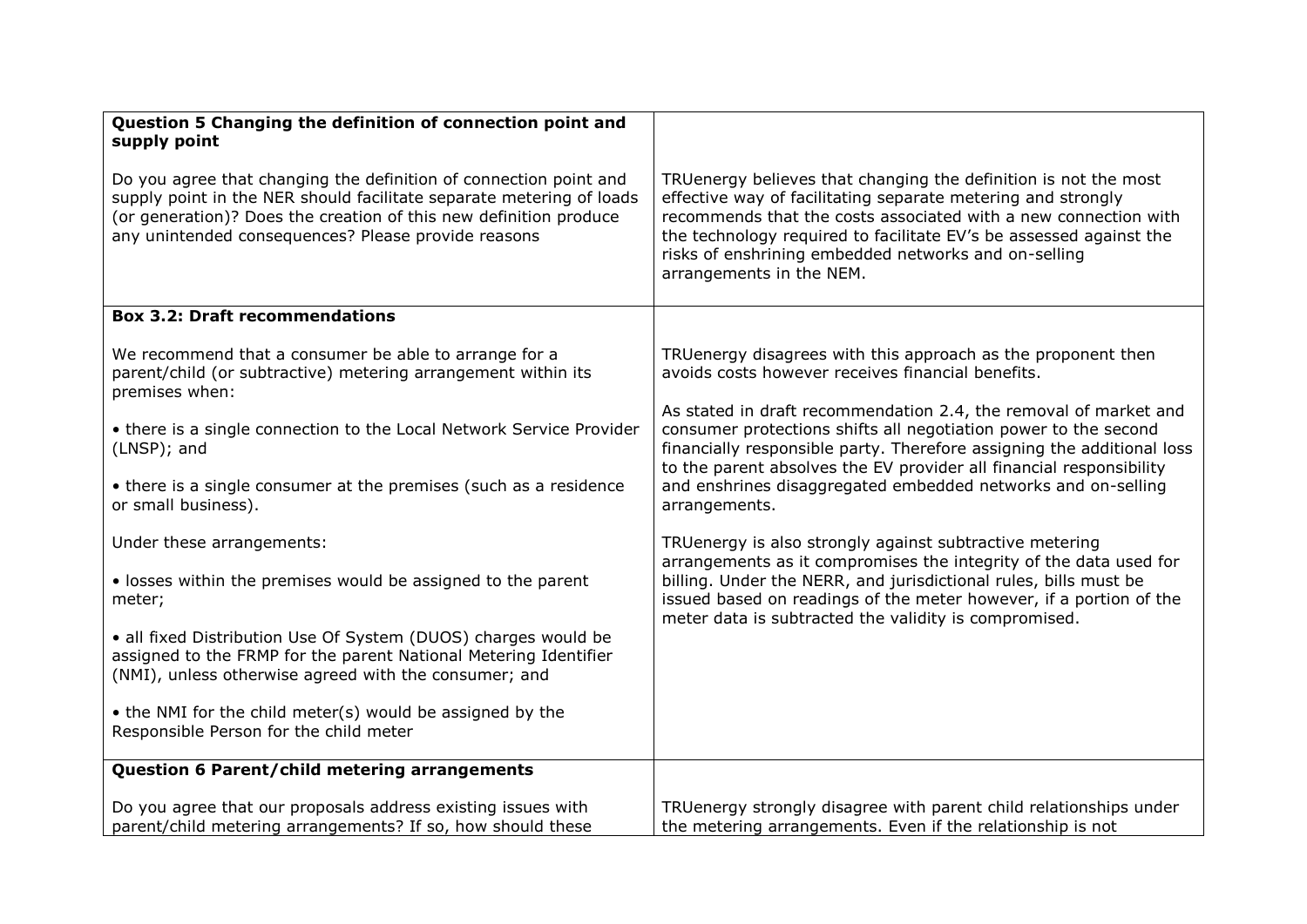| | |
|---|---|
| **Question 5 Changing the definition of connection point and supply point**<br><br>Do you agree that changing the definition of connection point and supply point in the NER should facilitate separate metering of loads (or generation)? Does the creation of this new definition produce any unintended consequences? Please provide reasons | TRUenergy believes that changing the definition is not the most effective way of facilitating separate metering and strongly recommends that the costs associated with a new connection with the technology required to facilitate EV's be assessed against the risks of enshrining embedded networks and on-selling arrangements in the NEM. |
| **Box 3.2: Draft recommendations**<br><br>We recommend that a consumer be able to arrange for a parent/child (or subtractive) metering arrangement within its premises when:<br><br>• there is a single connection to the Local Network Service Provider (LNSP); and<br><br>• there is a single consumer at the premises (such as a residence or small business).<br><br>Under these arrangements:<br><br>• losses within the premises would be assigned to the parent meter;<br><br>• all fixed Distribution Use Of System (DUOS) charges would be assigned to the FRMP for the parent National Metering Identifier (NMI), unless otherwise agreed with the consumer; and<br><br>• the NMI for the child meter(s) would be assigned by the Responsible Person for the child meter | TRUenergy disagrees with this approach as the proponent then avoids costs however receives financial benefits.<br><br>As stated in draft recommendation 2.4, the removal of market and consumer protections shifts all negotiation power to the second financially responsible party. Therefore assigning the additional loss to the parent absolves the EV provider all financial responsibility and enshrines disaggregated embedded networks and on-selling arrangements.<br><br>TRUenergy is also strongly against subtractive metering arrangements as it compromises the integrity of the data used for billing. Under the NERR, and jurisdictional rules, bills must be issued based on readings of the meter however, if a portion of the meter data is subtracted the validity is compromised. |
| **Question 6 Parent/child metering arrangements**<br><br>Do you agree that our proposals address existing issues with parent/child metering arrangements? If so, how should these | TRUenergy strongly disagree with parent child relationships under the metering arrangements. Even if the relationship is not |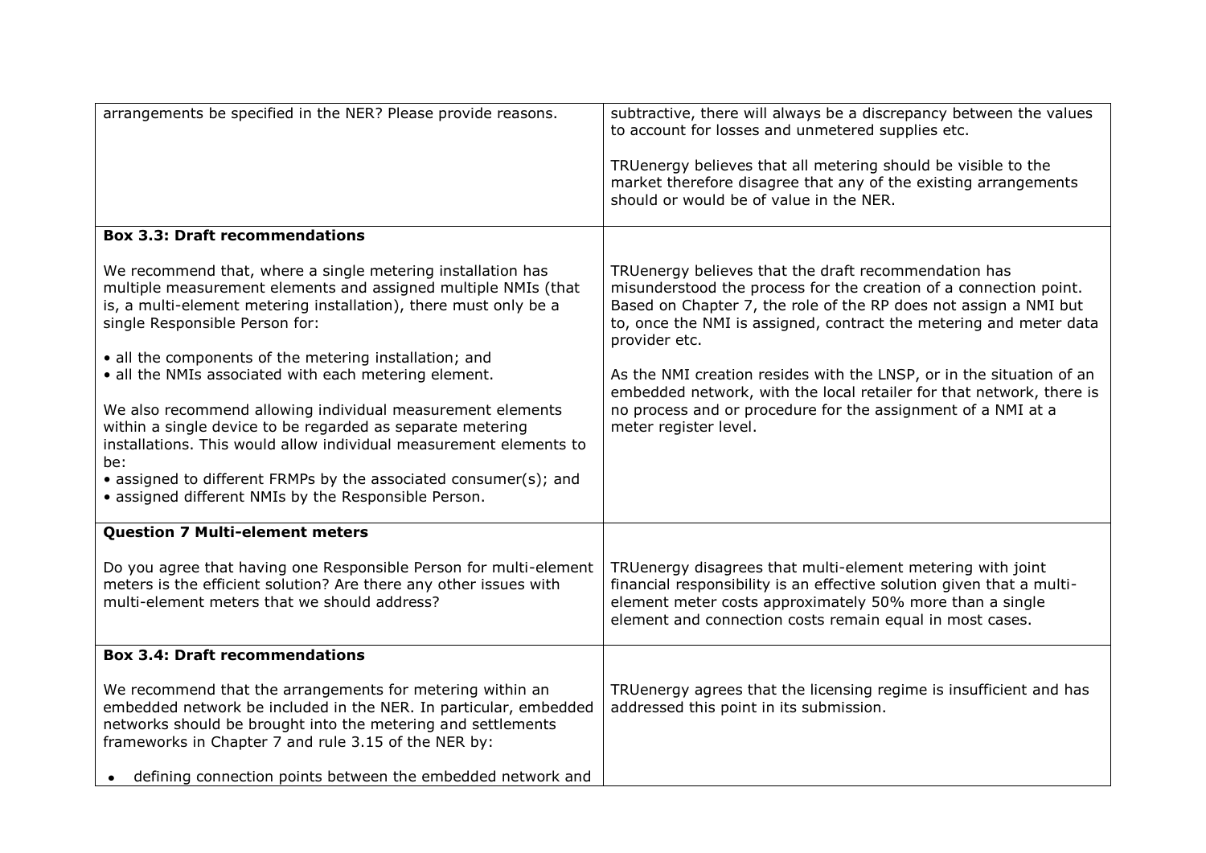| | |
|---|---|
| arrangements be specified in the NER? Please provide reasons. | subtractive, there will always be a discrepancy between the values to account for losses and unmetered supplies etc.<br><br>TRUenergy believes that all metering should be visible to the market therefore disagree that any of the existing arrangements should or would be of value in the NER. |
| **Box 3.3: Draft recommendations**<br><br>We recommend that, where a single metering installation has multiple measurement elements and assigned multiple NMIs (that is, a multi-element metering installation), there must only be a single Responsible Person for:<br><br>• all the components of the metering installation; and<br>• all the NMIs associated with each metering element.<br><br>We also recommend allowing individual measurement elements within a single device to be regarded as separate metering installations. This would allow individual measurement elements to be:<br>• assigned to different FRMPs by the associated consumer(s); and<br>• assigned different NMIs by the Responsible Person. | TRUenergy believes that the draft recommendation has misunderstood the process for the creation of a connection point. Based on Chapter 7, the role of the RP does not assign a NMI but to, once the NMI is assigned, contract the metering and meter data provider etc.<br><br>As the NMI creation resides with the LNSP, or in the situation of an embedded network, with the local retailer for that network, there is no process and or procedure for the assignment of a NMI at a meter register level. |
| **Question 7 Multi-element meters**<br><br>Do you agree that having one Responsible Person for multi-element meters is the efficient solution? Are there any other issues with multi-element meters that we should address? | TRUenergy disagrees that multi-element metering with joint financial responsibility is an effective solution given that a multi-element meter costs approximately 50% more than a single element and connection costs remain equal in most cases. |
| **Box 3.4: Draft recommendations**<br><br>We recommend that the arrangements for metering within an embedded network be included in the NER. In particular, embedded networks should be brought into the metering and settlements frameworks in Chapter 7 and rule 3.15 of the NER by:<br><br>• defining connection points between the embedded network and | TRUenergy agrees that the licensing regime is insufficient and has addressed this point in its submission. |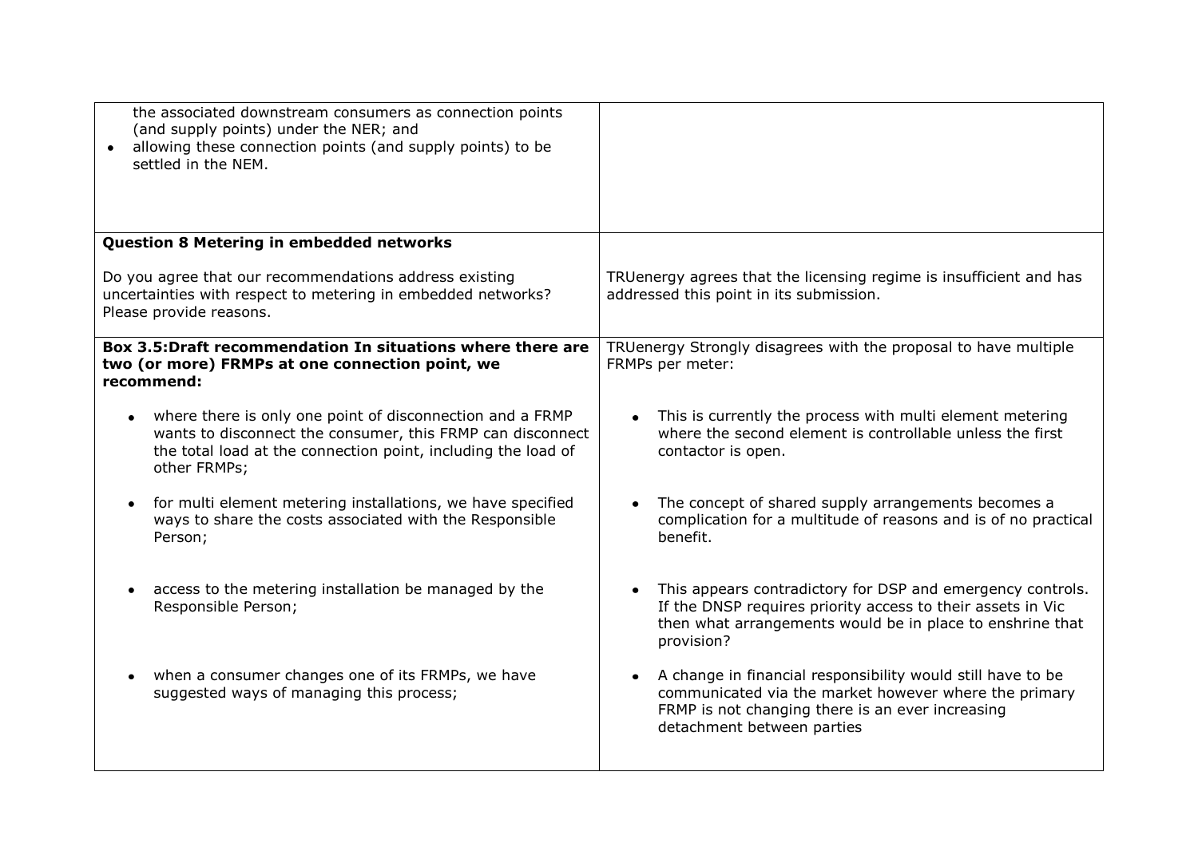| | |
|---|---|
| the associated downstream consumers as connection points (and supply points) under the NER; and <br>• allowing these connection points (and supply points) to be settled in the NEM. | |
| **Question 8 Metering in embedded networks**<br><br>Do you agree that our recommendations address existing uncertainties with respect to metering in embedded networks? Please provide reasons. | TRUenergy agrees that the licensing regime is insufficient and has addressed this point in its submission. |
| **Box 3.5:Draft recommendation In situations where there are two (or more) FRMPs at one connection point, we recommend:**<br><br>• where there is only one point of disconnection and a FRMP wants to disconnect the consumer, this FRMP can disconnect the total load at the connection point, including the load of other FRMPs;<br><br>• for multi element metering installations, we have specified ways to share the costs associated with the Responsible Person;<br><br>• access to the metering installation be managed by the Responsible Person;<br><br>• when a consumer changes one of its FRMPs, we have suggested ways of managing this process; | TRUenergy Strongly disagrees with the proposal to have multiple FRMPs per meter:<br><br>• This is currently the process with multi element metering where the second element is controllable unless the first contactor is open.<br><br>• The concept of shared supply arrangements becomes a complication for a multitude of reasons and is of no practical benefit.<br><br>• This appears contradictory for DSP and emergency controls. If the DNSP requires priority access to their assets in Vic then what arrangements would be in place to enshrine that provision?<br><br>• A change in financial responsibility would still have to be communicated via the market however where the primary FRMP is not changing there is an ever increasing detachment between parties |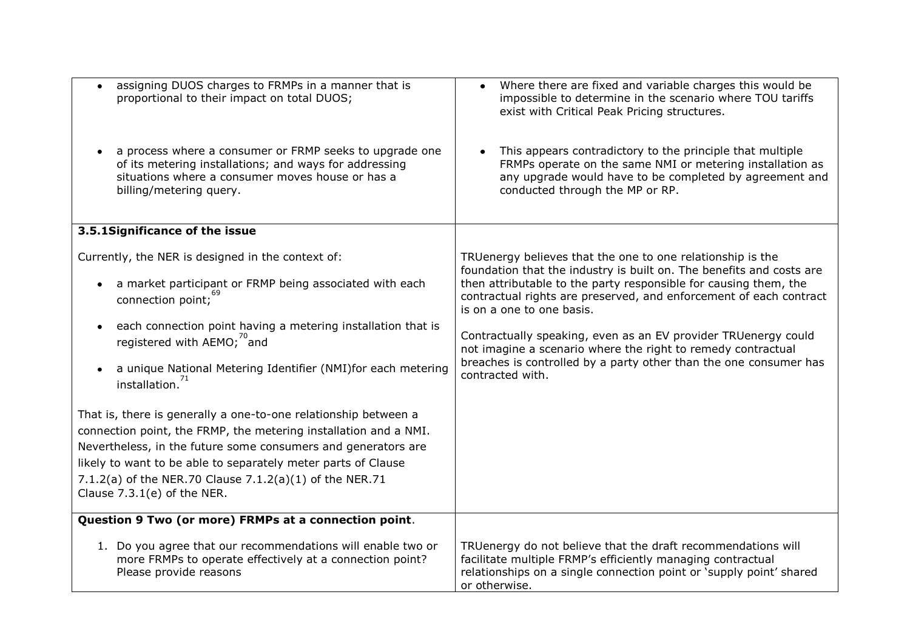| | |
|---|---|
| • assigning DUOS charges to FRMPs in a manner that is proportional to their impact on total DUOS; | • Where there are fixed and variable charges this would be impossible to determine in the scenario where TOU tariffs exist with Critical Peak Pricing structures. |
| • a process where a consumer or FRMP seeks to upgrade one of its metering installations; and ways for addressing situations where a consumer moves house or has a billing/metering query. | • This appears contradictory to the principle that multiple FRMPs operate on the same NMI or metering installation as any upgrade would have to be completed by agreement and conducted through the MP or RP. |
| **3.5.1Significance of the issue**<br><br>Currently, the NER is designed in the context of:<br><br>• a market participant or FRMP being associated with each connection point;[69]<br><br>• each connection point having a metering installation that is registered with AEMO;[70] and<br><br>• a unique National Metering Identifier (NMI)for each metering installation.[71]<br><br>That is, there is generally a one-to-one relationship between a connection point, the FRMP, the metering installation and a NMI. Nevertheless, in the future some consumers and generators are likely to want to be able to separately meter parts of Clause 7.1.2(a) of the NER.70 Clause 7.1.2(a)(1) of the NER.71 Clause 7.3.1(e) of the NER. | TRUenergy believes that the one to one relationship is the foundation that the industry is built on. The benefits and costs are then attributable to the party responsible for causing them, the contractual rights are preserved, and enforcement of each contract is on a one to one basis.<br><br>Contractually speaking, even as an EV provider TRUenergy could not imagine a scenario where the right to remedy contractual breaches is controlled by a party other than the one consumer has contracted with. |
| **Question 9 Two (or more) FRMPs at a connection point**.<br><br>1. Do you agree that our recommendations will enable two or more FRMPs to operate effectively at a connection point? Please provide reasons | TRUenergy do not believe that the draft recommendations will facilitate multiple FRMP's efficiently managing contractual relationships on a single connection point or 'supply point' shared or otherwise. |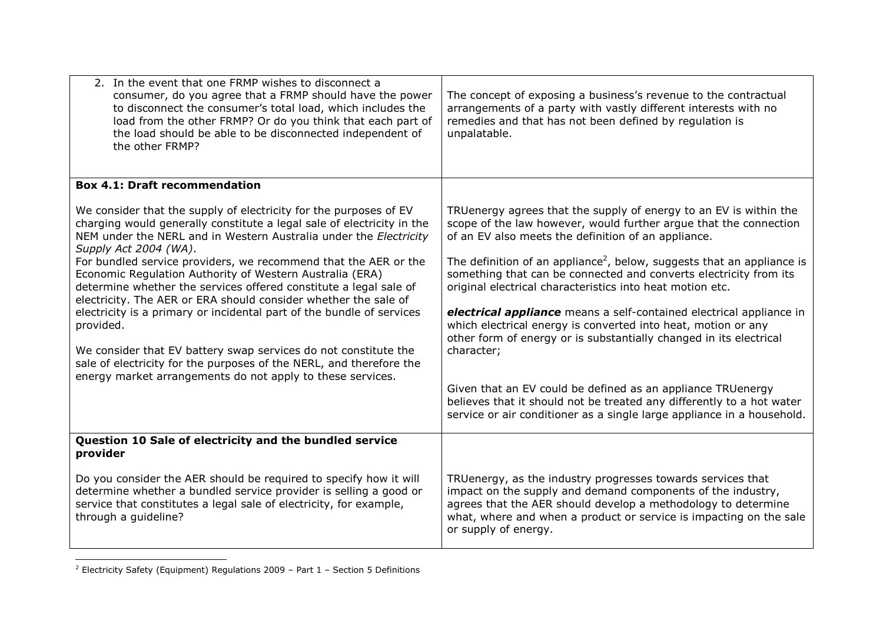| | |
|---|---|
| 2. In the event that one FRMP wishes to disconnect a consumer, do you agree that a FRMP should have the power to disconnect the consumer's total load, which includes the load from the other FRMP? Or do you think that each part of the load should be able to be disconnected independent of the other FRMP? | The concept of exposing a business's revenue to the contractual arrangements of a party with vastly different interests with no remedies and that has not been defined by regulation is unpalatable. |
| **Box 4.1: Draft recommendation**<br><br>We consider that the supply of electricity for the purposes of EV charging would generally constitute a legal sale of electricity in the NEM under the NERL and in Western Australia under the *Electricity Supply Act 2004 (WA)*.<br>For bundled service providers, we recommend that the AER or the Economic Regulation Authority of Western Australia (ERA) determine whether the services offered constitute a legal sale of electricity. The AER or ERA should consider whether the sale of electricity is a primary or incidental part of the bundle of services provided.<br><br>We consider that EV battery swap services do not constitute the sale of electricity for the purposes of the NERL, and therefore the energy market arrangements do not apply to these services. | TRUenergy agrees that the supply of energy to an EV is within the scope of the law however, would further argue that the connection of an EV also meets the definition of an appliance.<br><br>The definition of an appliance[2], below, suggests that an appliance is something that can be connected and converts electricity from its original electrical characteristics into heat motion etc.<br><br>***electrical appliance*** means a self-contained electrical appliance in which electrical energy is converted into heat, motion or any other form of energy or is substantially changed in its electrical character;<br><br>Given that an EV could be defined as an appliance TRUenergy believes that it should not be treated any differently to a hot water service or air conditioner as a single large appliance in a household. |
| **Question 10 Sale of electricity and the bundled service provider**<br><br>Do you consider the AER should be required to specify how it will determine whether a bundled service provider is selling a good or service that constitutes a legal sale of electricity, for example, through a guideline? | TRUenergy, as the industry progresses towards services that impact on the supply and demand components of the industry, agrees that the AER should develop a methodology to determine what, where and when a product or service is impacting on the sale or supply of energy. |

[2] Electricity Safety (Equipment) Regulations 2009 – Part 1 – Section 5 Definitions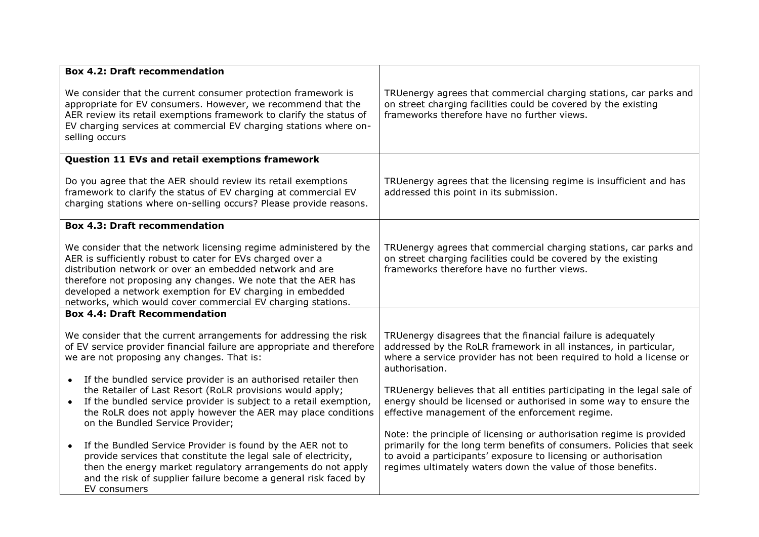| Box 4.2: Draft recommendation<br><br>We consider that the current consumer protection framework is appropriate for EV consumers. However, we recommend that the AER review its retail exemptions framework to clarify the status of EV charging services at commercial EV charging stations where on-selling occurs | TRUenergy agrees that commercial charging stations, car parks and on street charging facilities could be covered by the existing frameworks therefore have no further views. |
|---|---|
| **Question 11 EVs and retail exemptions framework**<br><br>Do you agree that the AER should review its retail exemptions framework to clarify the status of EV charging at commercial EV charging stations where on-selling occurs? Please provide reasons. | TRUenergy agrees that the licensing regime is insufficient and has addressed this point in its submission. |
| **Box 4.3: Draft recommendation**<br><br>We consider that the network licensing regime administered by the AER is sufficiently robust to cater for EVs charged over a distribution network or over an embedded network and are therefore not proposing any changes. We note that the AER has developed a network exemption for EV charging in embedded networks, which would cover commercial EV charging stations. | TRUenergy agrees that commercial charging stations, car parks and on street charging facilities could be covered by the existing frameworks therefore have no further views. |
| **Box 4.4: Draft Recommendation**<br><br>We consider that the current arrangements for addressing the risk of EV service provider financial failure are appropriate and therefore we are not proposing any changes. That is:<br><br>• If the bundled service provider is an authorised retailer then the Retailer of Last Resort (RoLR provisions would apply;<br>• If the bundled service provider is subject to a retail exemption, the RoLR does not apply however the AER may place conditions on the Bundled Service Provider;<br><br>• If the Bundled Service Provider is found by the AER not to provide services that constitute the legal sale of electricity, then the energy market regulatory arrangements do not apply and the risk of supplier failure become a general risk faced by EV consumers | TRUenergy disagrees that the financial failure is adequately addressed by the RoLR framework in all instances, in particular, where a service provider has not been required to hold a license or authorisation.<br><br>TRUenergy believes that all entities participating in the legal sale of energy should be licensed or authorised in some way to ensure the effective management of the enforcement regime.<br><br>Note: the principle of licensing or authorisation regime is provided primarily for the long term benefits of consumers. Policies that seek to avoid a participants' exposure to licensing or authorisation regimes ultimately waters down the value of those benefits. |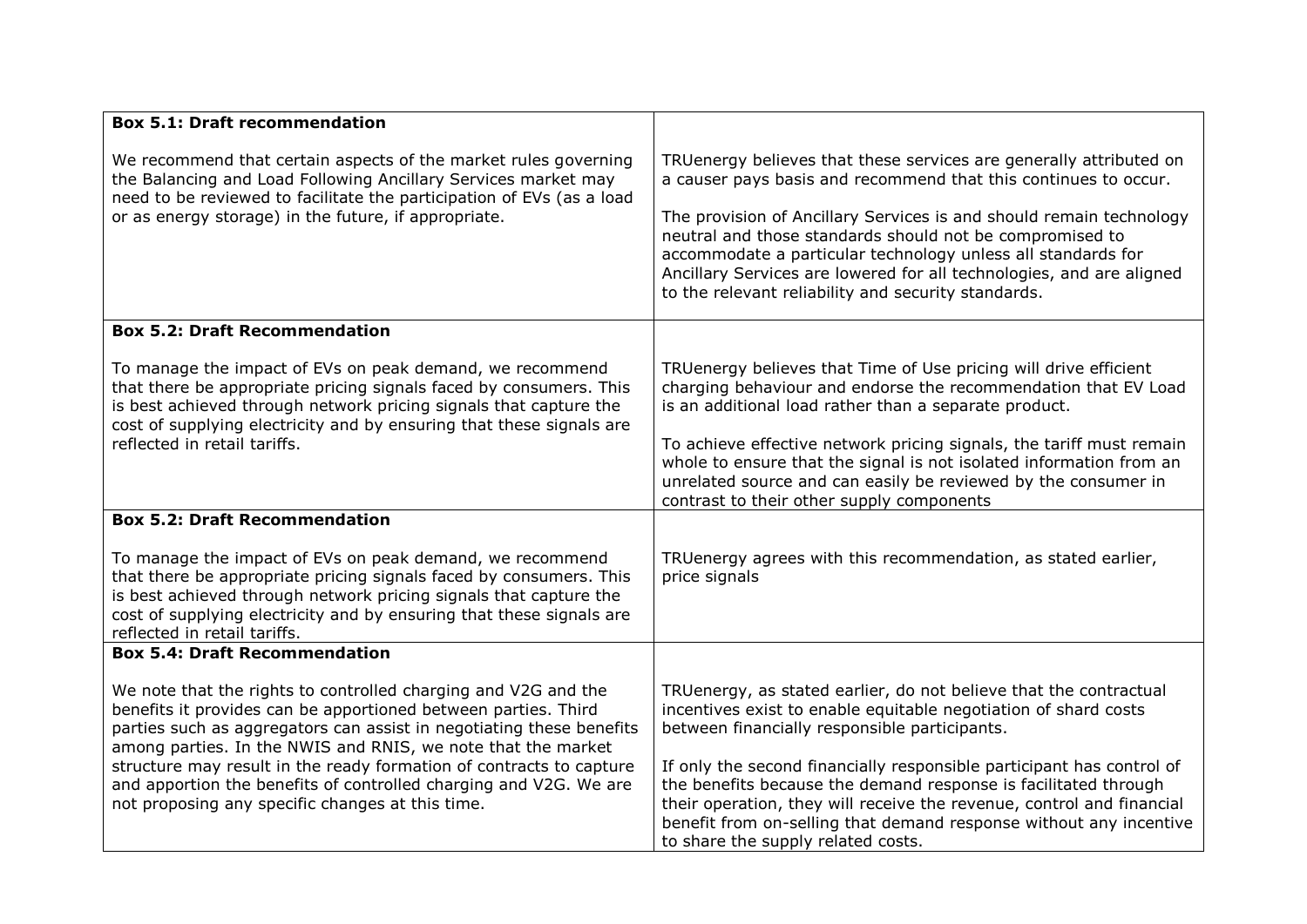| | |
|---|---|
| **Box 5.1: Draft recommendation**<br><br>We recommend that certain aspects of the market rules governing the Balancing and Load Following Ancillary Services market may need to be reviewed to facilitate the participation of EVs (as a load or as energy storage) in the future, if appropriate. | TRUenergy believes that these services are generally attributed on a causer pays basis and recommend that this continues to occur.<br><br>The provision of Ancillary Services is and should remain technology neutral and those standards should not be compromised to accommodate a particular technology unless all standards for Ancillary Services are lowered for all technologies, and are aligned to the relevant reliability and security standards. |
| **Box 5.2: Draft Recommendation**<br><br>To manage the impact of EVs on peak demand, we recommend that there be appropriate pricing signals faced by consumers. This is best achieved through network pricing signals that capture the cost of supplying electricity and by ensuring that these signals are reflected in retail tariffs. | TRUenergy believes that Time of Use pricing will drive efficient charging behaviour and endorse the recommendation that EV Load is an additional load rather than a separate product.<br><br>To achieve effective network pricing signals, the tariff must remain whole to ensure that the signal is not isolated information from an unrelated source and can easily be reviewed by the consumer in contrast to their other supply components |
| **Box 5.2: Draft Recommendation**<br><br>To manage the impact of EVs on peak demand, we recommend that there be appropriate pricing signals faced by consumers. This is best achieved through network pricing signals that capture the cost of supplying electricity and by ensuring that these signals are reflected in retail tariffs. | TRUenergy agrees with this recommendation, as stated earlier, price signals |
| **Box 5.4: Draft Recommendation**<br><br>We note that the rights to controlled charging and V2G and the benefits it provides can be apportioned between parties. Third parties such as aggregators can assist in negotiating these benefits among parties. In the NWIS and RNIS, we note that the market structure may result in the ready formation of contracts to capture and apportion the benefits of controlled charging and V2G. We are not proposing any specific changes at this time. | TRUenergy, as stated earlier, do not believe that the contractual incentives exist to enable equitable negotiation of shard costs between financially responsible participants.<br><br>If only the second financially responsible participant has control of the benefits because the demand response is facilitated through their operation, they will receive the revenue, control and financial benefit from on-selling that demand response without any incentive to share the supply related costs. |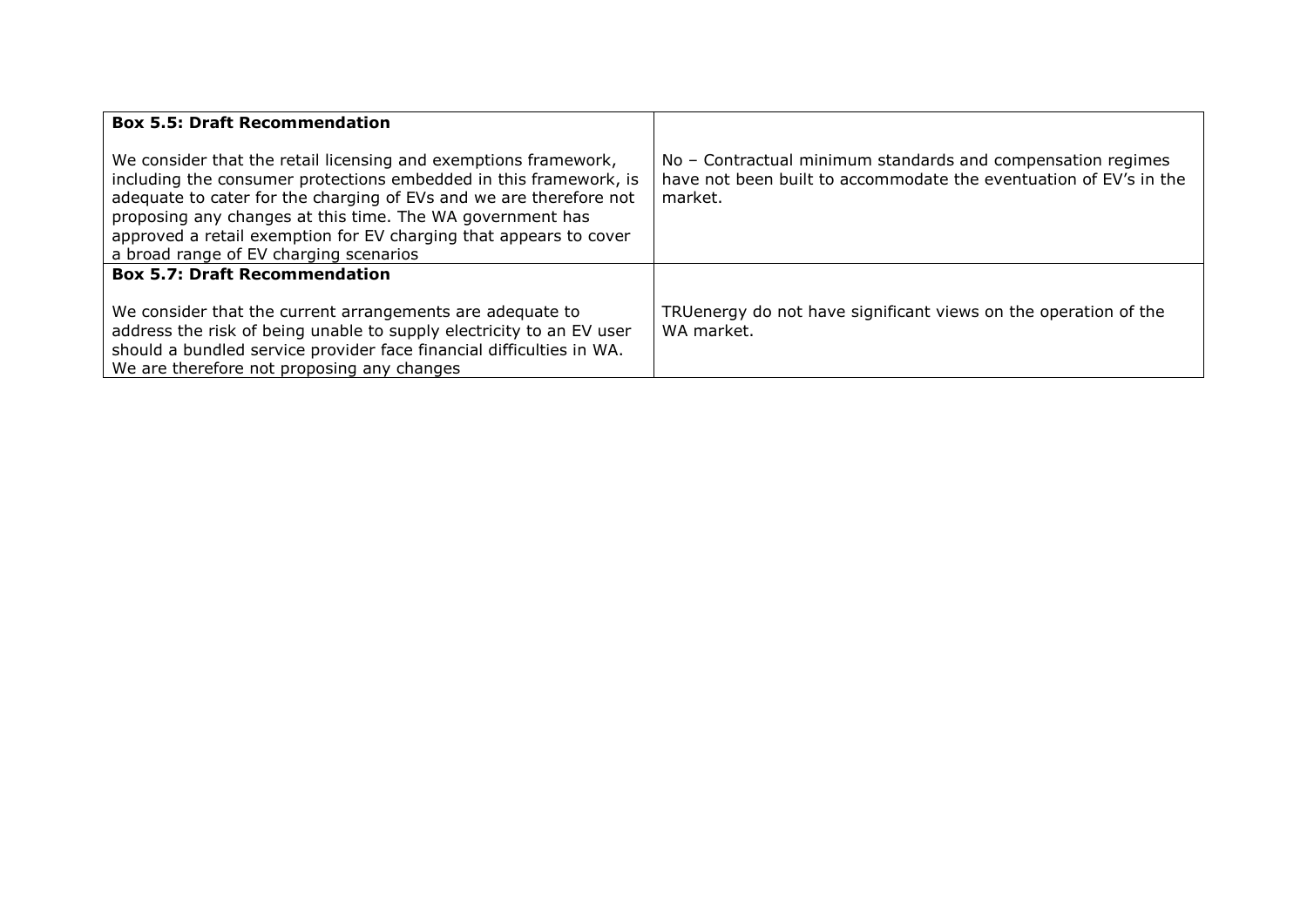| | |
|---|---|
| **Box 5.5: Draft Recommendation**<br><br>We consider that the retail licensing and exemptions framework, including the consumer protections embedded in this framework, is adequate to cater for the charging of EVs and we are therefore not proposing any changes at this time. The WA government has approved a retail exemption for EV charging that appears to cover a broad range of EV charging scenarios | No – Contractual minimum standards and compensation regimes have not been built to accommodate the eventuation of EV's in the market. |
| **Box 5.7: Draft Recommendation**<br><br>We consider that the current arrangements are adequate to address the risk of being unable to supply electricity to an EV user should a bundled service provider face financial difficulties in WA. We are therefore not proposing any changes | TRUenergy do not have significant views on the operation of the WA market. |